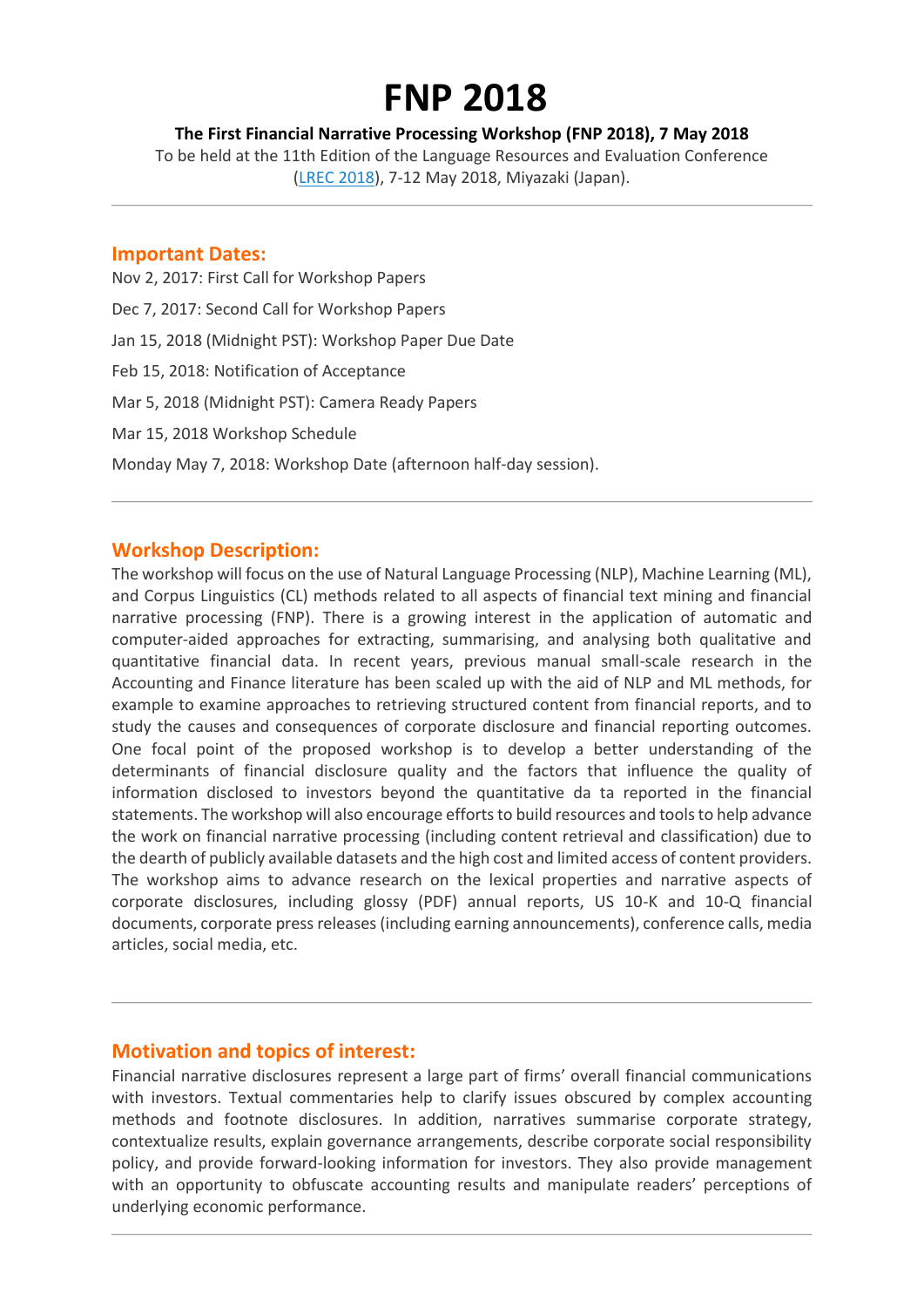# FNP 2018

**The First Financial Narrative Processing Workshop (FNP 2018), 7 May 2018**

To be held at the 11th Edition of the Language Resources and Evaluation Conference (LREC 2018), 7-12 May 2018, Miyazaki (Japan).

---

## Important Dates:

Nov 2, 2017: First Call for Workshop Papers

Dec 7, 2017: Second Call for Workshop Papers

Jan 15, 2018 (Midnight PST): Workshop Paper Due Date

Feb 15, 2018: Notification of Acceptance

Mar 5, 2018 (Midnight PST): Camera Ready Papers

Mar 15, 2018 Workshop Schedule

Monday May 7, 2018: Workshop Date (afternoon half-day session).

---

## Workshop Description:

The workshop will focus on the use of Natural Language Processing (NLP), Machine Learning (ML), and Corpus Linguistics (CL) methods related to all aspects of financial text mining and financial narrative processing (FNP). There is a growing interest in the application of automatic and computer-aided approaches for extracting, summarising, and analysing both qualitative and quantitative financial data. In recent years, previous manual small-scale research in the Accounting and Finance literature has been scaled up with the aid of NLP and ML methods, for example to examine approaches to retrieving structured content from financial reports, and to study the causes and consequences of corporate disclosure and financial reporting outcomes. One focal point of the proposed workshop is to develop a better understanding of the determinants of financial disclosure quality and the factors that influence the quality of information disclosed to investors beyond the quantitative da ta reported in the financial statements. The workshop will also encourage efforts to build resources and tools to help advance the work on financial narrative processing (including content retrieval and classification) due to the dearth of publicly available datasets and the high cost and limited access of content providers. The workshop aims to advance research on the lexical properties and narrative aspects of corporate disclosures, including glossy (PDF) annual reports, US 10-K and 10-Q financial documents, corporate press releases (including earning announcements), conference calls, media articles, social media, etc.

---

## Motivation and topics of interest:

Financial narrative disclosures represent a large part of firms' overall financial communications with investors. Textual commentaries help to clarify issues obscured by complex accounting methods and footnote disclosures. In addition, narratives summarise corporate strategy, contextualize results, explain governance arrangements, describe corporate social responsibility policy, and provide forward-looking information for investors. They also provide management with an opportunity to obfuscate accounting results and manipulate readers' perceptions of underlying economic performance.

---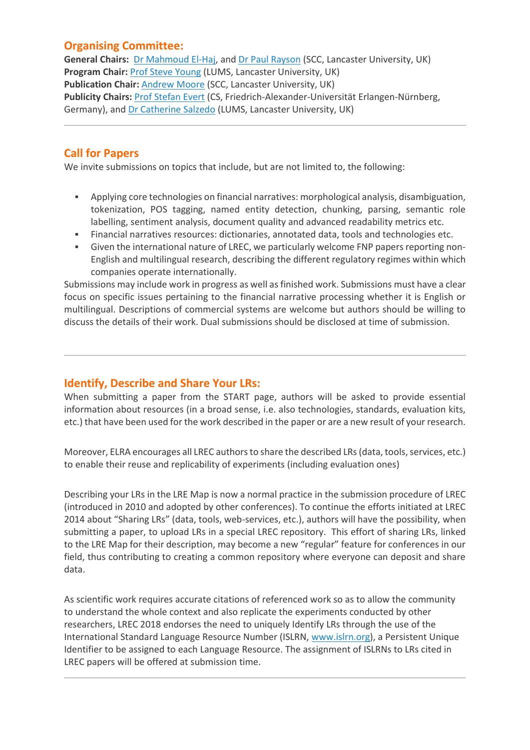## Organising Committee:

**General Chairs:** [Dr Mahmoud El-Haj](), and [Dr Paul Rayson]() (SCC, Lancaster University, UK)
**Program Chair:** [Prof Steve Young]() (LUMS, Lancaster University, UK)
**Publication Chair:** [Andrew Moore]() (SCC, Lancaster University, UK)
**Publicity Chairs:** [Prof Stefan Evert]() (CS, Friedrich-Alexander-Universität Erlangen-Nürnberg, Germany), and [Dr Catherine Salzedo]() (LUMS, Lancaster University, UK)

---

## Call for Papers

We invite submissions on topics that include, but are not limited to, the following:

- Applying core technologies on financial narratives: morphological analysis, disambiguation, tokenization, POS tagging, named entity detection, chunking, parsing, semantic role labelling, sentiment analysis, document quality and advanced readability metrics etc.
- Financial narratives resources: dictionaries, annotated data, tools and technologies etc.
- Given the international nature of LREC, we particularly welcome FNP papers reporting non-English and multilingual research, describing the different regulatory regimes within which companies operate internationally.

Submissions may include work in progress as well as finished work. Submissions must have a clear focus on specific issues pertaining to the financial narrative processing whether it is English or multilingual. Descriptions of commercial systems are welcome but authors should be willing to discuss the details of their work. Dual submissions should be disclosed at time of submission.

---

## Identify, Describe and Share Your LRs:

When submitting a paper from the START page, authors will be asked to provide essential information about resources (in a broad sense, i.e. also technologies, standards, evaluation kits, etc.) that have been used for the work described in the paper or are a new result of your research.

Moreover, ELRA encourages all LREC authors to share the described LRs (data, tools, services, etc.) to enable their reuse and replicability of experiments (including evaluation ones)

Describing your LRs in the LRE Map is now a normal practice in the submission procedure of LREC (introduced in 2010 and adopted by other conferences). To continue the efforts initiated at LREC 2014 about "Sharing LRs" (data, tools, web-services, etc.), authors will have the possibility, when submitting a paper, to upload LRs in a special LREC repository. This effort of sharing LRs, linked to the LRE Map for their description, may become a new "regular" feature for conferences in our field, thus contributing to creating a common repository where everyone can deposit and share data.

As scientific work requires accurate citations of referenced work so as to allow the community to understand the whole context and also replicate the experiments conducted by other researchers, LREC 2018 endorses the need to uniquely Identify LRs through the use of the International Standard Language Resource Number (ISLRN, [www.islrn.org]()), a Persistent Unique Identifier to be assigned to each Language Resource. The assignment of ISLRNs to LRs cited in LREC papers will be offered at submission time.

---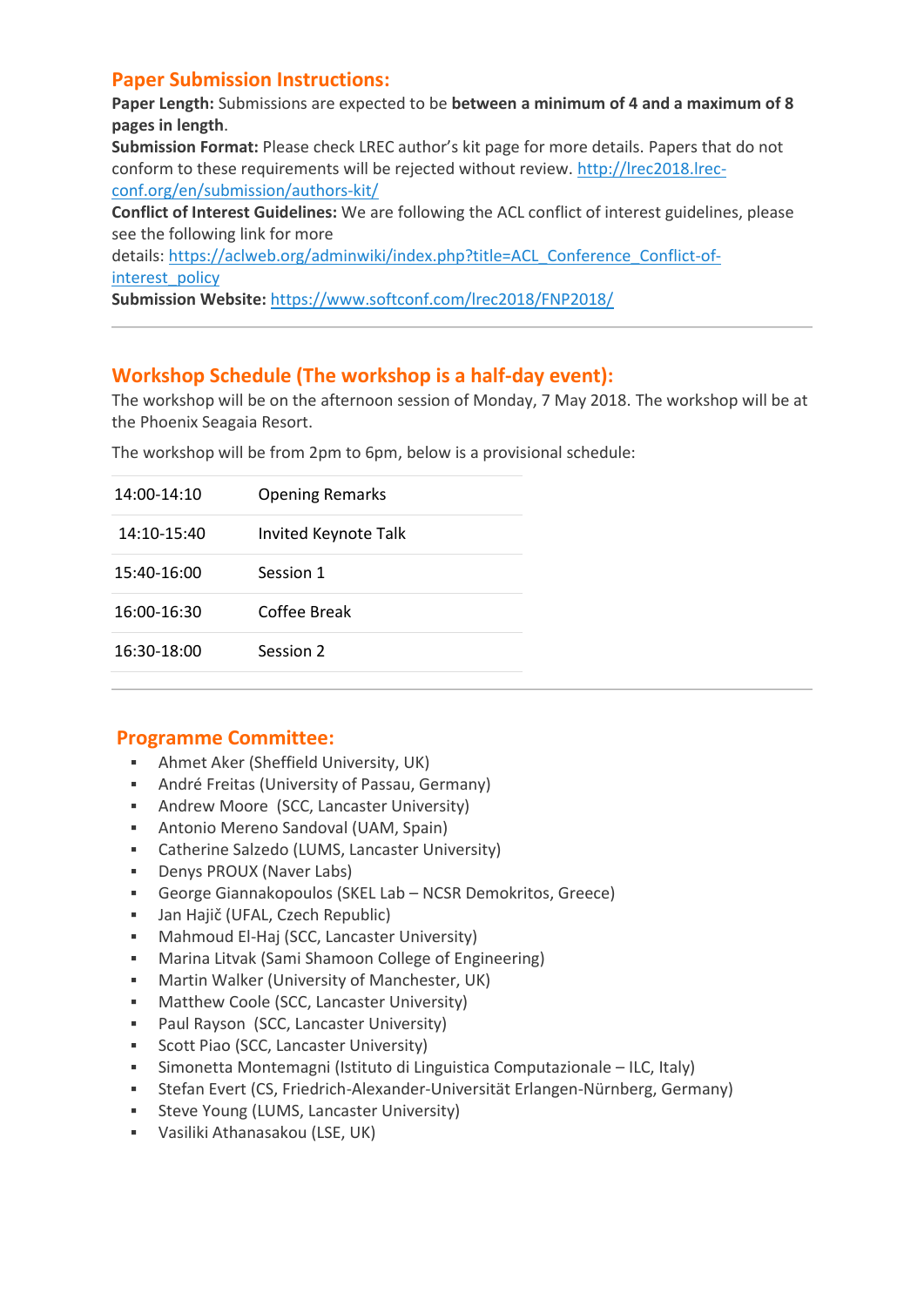## Paper Submission Instructions:

**Paper Length:** Submissions are expected to be **between a minimum of 4 and a maximum of 8 pages in length**.

**Submission Format:** Please check LREC author's kit page for more details. Papers that do not conform to these requirements will be rejected without review. http://lrec2018.lrec-conf.org/en/submission/authors-kit/

**Conflict of Interest Guidelines:** We are following the ACL conflict of interest guidelines, please see the following link for more details: https://aclweb.org/adminwiki/index.php?title=ACL_Conference_Conflict-of-interest_policy

**Submission Website:** https://www.softconf.com/lrec2018/FNP2018/

---

## Workshop Schedule (The workshop is a half-day event):

The workshop will be on the afternoon session of Monday, 7 May 2018. The workshop will be at the Phoenix Seagaia Resort.

The workshop will be from 2pm to 6pm, below is a provisional schedule:

| | |
|---|---|
| 14:00-14:10 | Opening Remarks |
| 14:10-15:40 | Invited Keynote Talk |
| 15:40-16:00 | Session 1 |
| 16:00-16:30 | Coffee Break |
| 16:30-18:00 | Session 2 |

---

## Programme Committee:

- Ahmet Aker (Sheffield University, UK)
- André Freitas (University of Passau, Germany)
- Andrew Moore (SCC, Lancaster University)
- Antonio Mereno Sandoval (UAM, Spain)
- Catherine Salzedo (LUMS, Lancaster University)
- Denys PROUX (Naver Labs)
- George Giannakopoulos (SKEL Lab – NCSR Demokritos, Greece)
- Jan Hajič (UFAL, Czech Republic)
- Mahmoud El-Haj (SCC, Lancaster University)
- Marina Litvak (Sami Shamoon College of Engineering)
- Martin Walker (University of Manchester, UK)
- Matthew Coole (SCC, Lancaster University)
- Paul Rayson (SCC, Lancaster University)
- Scott Piao (SCC, Lancaster University)
- Simonetta Montemagni (Istituto di Linguistica Computazionale – ILC, Italy)
- Stefan Evert (CS, Friedrich-Alexander-Universität Erlangen-Nürnberg, Germany)
- Steve Young (LUMS, Lancaster University)
- Vasiliki Athanasakou (LSE, UK)